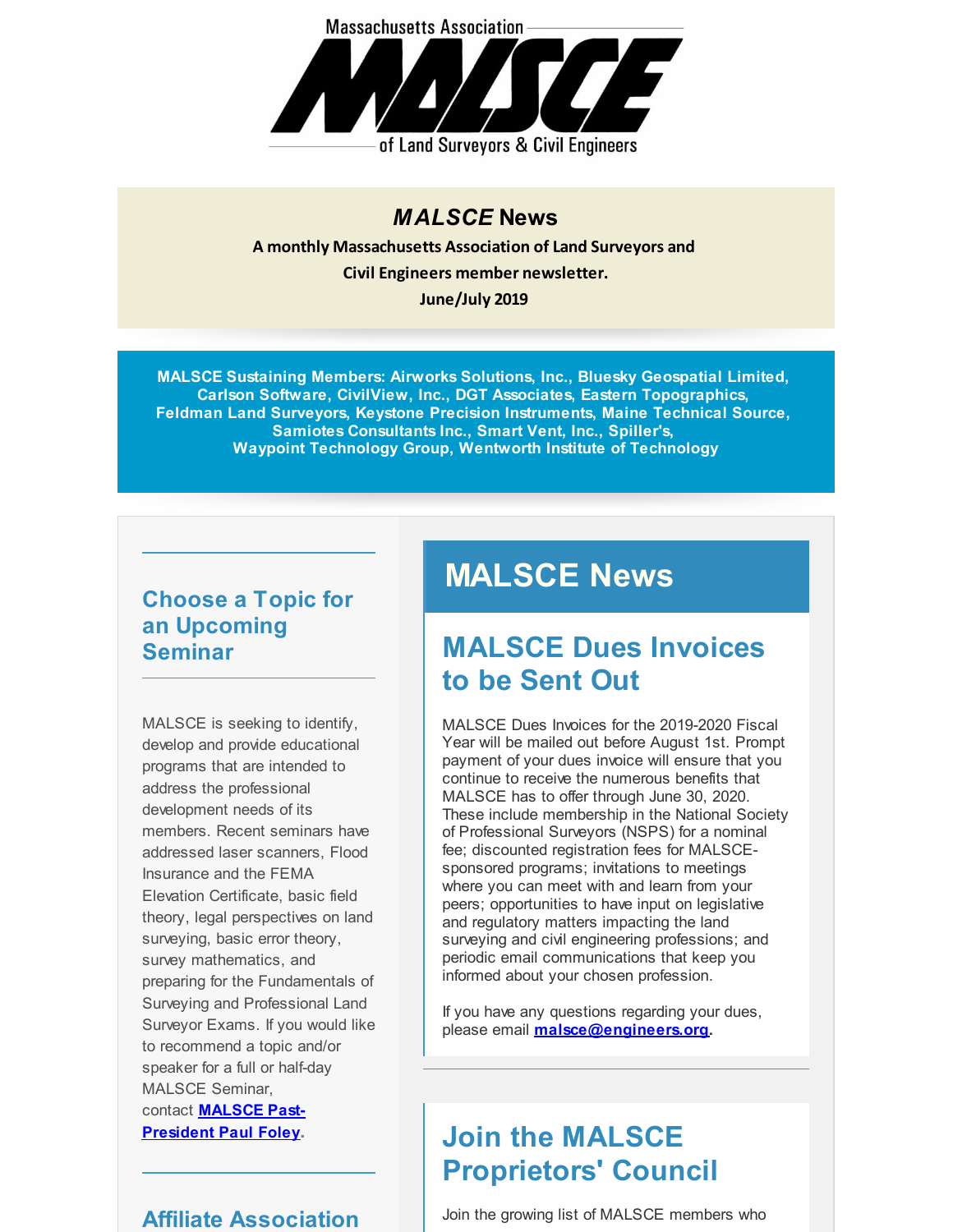Massachusetts Association

# MALSCE

of Land Surveyors & Civil Engineers

## *MALSCE* News

**A monthly Massachusetts Association of Land Surveyors and Civil Engineers member newsletter.**

**June/July 2019**

**MALSCE Sustaining Members: Airworks Solutions, Inc., Bluesky Geospatial Limited, Carlson Software, CivilView, Inc., DGT Associates, Eastern Topographics, Feldman Land Surveyors, Keystone Precision Instruments, Maine Technical Source, Samiotes Consultants Inc., Smart Vent, Inc., Spiller's, Waypoint Technology Group, Wentworth Institute of Technology**

## MALSCE News

### MALSCE Dues Invoices to be Sent Out

MALSCE Dues Invoices for the 2019-2020 Fiscal Year will be mailed out before August 1st. Prompt payment of your dues invoice will ensure that you continue to receive the numerous benefits that MALSCE has to offer through June 30, 2020. These include membership in the National Society of Professional Surveyors (NSPS) for a nominal fee; discounted registration fees for MALSCE-sponsored programs; invitations to meetings where you can meet with and learn from your peers; opportunities to have input on legislative and regulatory matters impacting the land surveying and civil engineering professions; and periodic email communications that keep you informed about your chosen profession.

If you have any questions regarding your dues, please email **malsce@engineers.org**.

### Join the MALSCE Proprietors' Council

Join the growing list of MALSCE members who

### Choose a Topic for an Upcoming Seminar

MALSCE is seeking to identify, develop and provide educational programs that are intended to address the professional development needs of its members. Recent seminars have addressed laser scanners, Flood Insurance and the FEMA Elevation Certificate, basic field theory, legal perspectives on land surveying, basic error theory, survey mathematics, and preparing for the Fundamentals of Surveying and Professional Land Surveyor Exams. If you would like to recommend a topic and/or speaker for a full or half-day MALSCE Seminar, contact **MALSCE Past-President Paul Foley**.

### Affiliate Association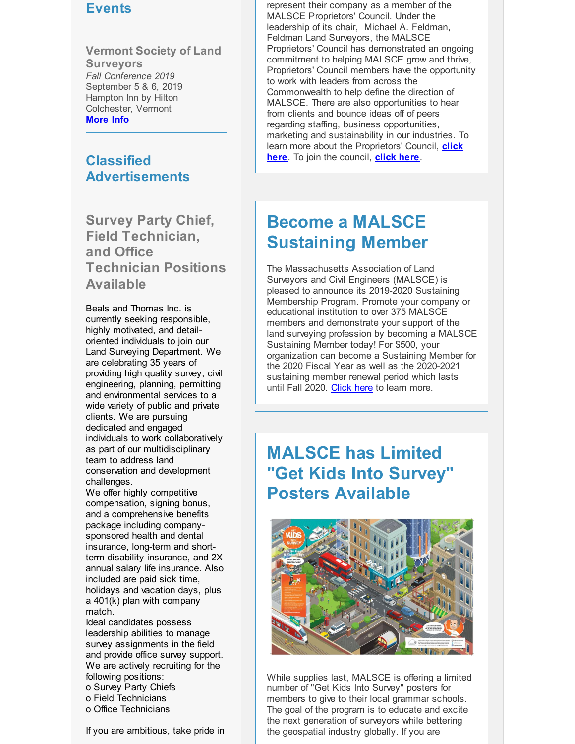## Events

### Vermont Society of Land Surveyors

*Fall Conference 2019*
September 5 & 6, 2019
Hampton Inn by Hilton
Colchester, Vermont
**More Info**

## Classified Advertisements

### Survey Party Chief, Field Technician, and Office Technician Positions Available

Beals and Thomas Inc. is currently seeking responsible, highly motivated, and detail-oriented individuals to join our Land Surveying Department. We are celebrating 35 years of providing high quality survey, civil engineering, planning, permitting and environmental services to a wide variety of public and private clients. We are pursuing dedicated and engaged individuals to work collaboratively as part of our multidisciplinary team to address land conservation and development challenges.
We offer highly competitive compensation, signing bonus, and a comprehensive benefits package including company-sponsored health and dental insurance, long-term and short-term disability insurance, and 2X annual salary life insurance. Also included are paid sick time, holidays and vacation days, plus a 401(k) plan with company match.
Ideal candidates possess leadership abilities to manage survey assignments in the field and provide office survey support.
We are actively recruiting for the following positions:
o Survey Party Chiefs
o Field Technicians
o Office Technicians

If you are ambitious, take pride in

represent their company as a member of the MALSCE Proprietors' Council. Under the leadership of its chair, Michael A. Feldman, Feldman Land Surveyors, the MALSCE Proprietors' Council has demonstrated an ongoing commitment to helping MALSCE grow and thrive, Proprietors' Council members have the opportunity to work with leaders from across the Commonwealth to help define the direction of MALSCE. There are also opportunities to hear from clients and bounce ideas off of peers regarding staffing, business opportunities, marketing and sustainability in our industries. To learn more about the Proprietors' Council, **click here**. To join the council, **click here**.

## Become a MALSCE Sustaining Member

The Massachusetts Association of Land Surveyors and Civil Engineers (MALSCE) is pleased to announce its 2019-2020 Sustaining Membership Program. Promote your company or educational institution to over 375 MALSCE members and demonstrate your support of the land surveying profession by becoming a MALSCE Sustaining Member today! For $500, your organization can become a Sustaining Member for the 2020 Fiscal Year as well as the 2020-2021 sustaining member renewal period which lasts until Fall 2020. Click here to learn more.

## MALSCE has Limited "Get Kids Into Survey" Posters Available

While supplies last, MALSCE is offering a limited number of "Get Kids Into Survey" posters for members to give to their local grammar schools. The goal of the program is to educate and excite the next generation of surveyors while bettering the geospatial industry globally. If you are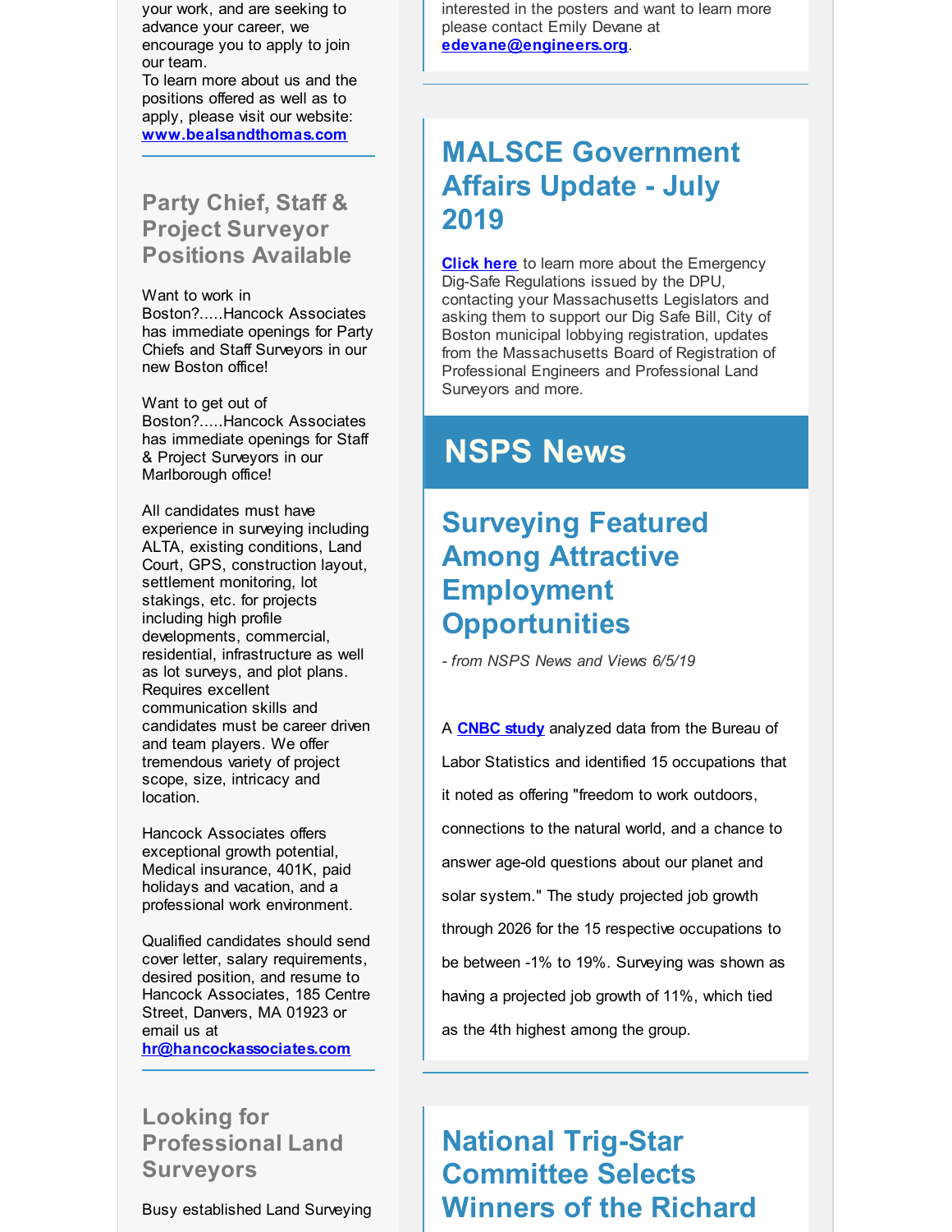your work, and are seeking to advance your career, we encourage you to apply to join our team.
To learn more about us and the positions offered as well as to apply, please visit our website: **www.bealsandthomas.com**

---

## Party Chief, Staff & Project Surveyor Positions Available

Want to work in Boston?.....Hancock Associates has immediate openings for Party Chiefs and Staff Surveyors in our new Boston office!

Want to get out of Boston?.....Hancock Associates has immediate openings for Staff & Project Surveyors in our Marlborough office!

All candidates must have experience in surveying including ALTA, existing conditions, Land Court, GPS, construction layout, settlement monitoring, lot stakings, etc. for projects including high profile developments, commercial, residential, infrastructure as well as lot surveys, and plot plans. Requires excellent communication skills and candidates must be career driven and team players. We offer tremendous variety of project scope, size, intricacy and location.

Hancock Associates offers exceptional growth potential, Medical insurance, 401K, paid holidays and vacation, and a professional work environment.

Qualified candidates should send cover letter, salary requirements, desired position, and resume to Hancock Associates, 185 Centre Street, Danvers, MA 01923 or email us at **hr@hancockassociates.com**

---

## Looking for Professional Land Surveyors

Busy established Land Surveying

interested in the posters and want to learn more please contact Emily Devane at **edevane@engineers.org**.

---

## MALSCE Government Affairs Update - July 2019

**Click here** to learn more about the Emergency Dig-Safe Regulations issued by the DPU, contacting your Massachusetts Legislators and asking them to support our Dig Safe Bill, City of Boston municipal lobbying registration, updates from the Massachusetts Board of Registration of Professional Engineers and Professional Land Surveyors and more.

# NSPS News

## Surveying Featured Among Attractive Employment Opportunities

*- from NSPS News and Views 6/5/19*

A **CNBC study** analyzed data from the Bureau of Labor Statistics and identified 15 occupations that it noted as offering "freedom to work outdoors, connections to the natural world, and a chance to answer age-old questions about our planet and solar system." The study projected job growth through 2026 for the 15 respective occupations to be between -1% to 19%. Surveying was shown as having a projected job growth of 11%, which tied as the 4th highest among the group.

---

## National Trig-Star Committee Selects Winners of the Richard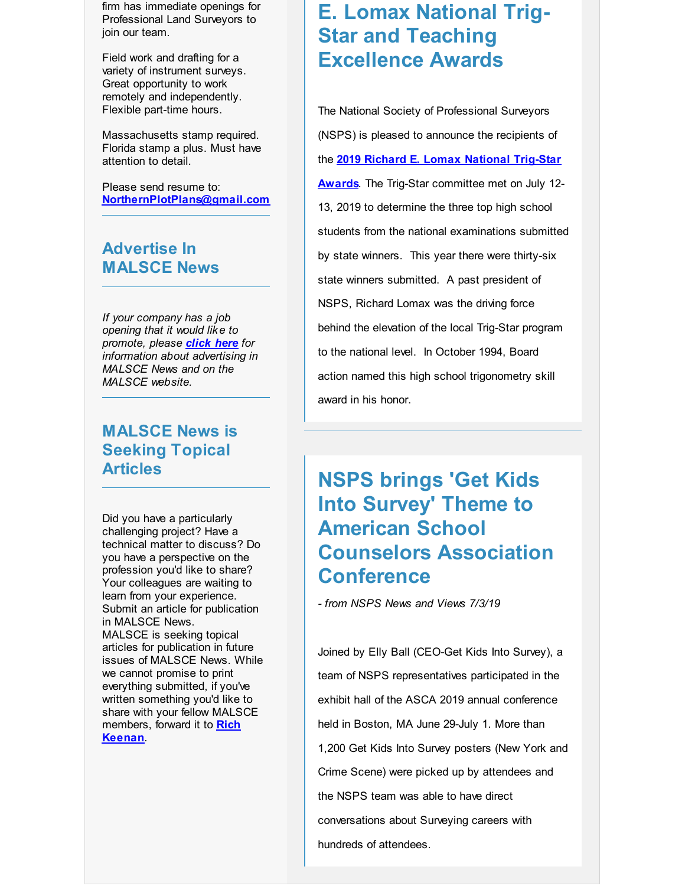firm has immediate openings for Professional Land Surveyors to join our team.

Field work and drafting for a variety of instrument surveys. Great opportunity to work remotely and independently. Flexible part-time hours.

Massachusetts stamp required. Florida stamp a plus. Must have attention to detail.

Please send resume to: **NorthernPlotPlans@gmail.com**

## Advertise In MALSCE News

*If your company has a job opening that it would like to promote, please **click here** for information about advertising in MALSCE News and on the MALSCE website.*

## MALSCE News is Seeking Topical Articles

Did you have a particularly challenging project? Have a technical matter to discuss? Do you have a perspective on the profession you'd like to share? Your colleagues are waiting to learn from your experience. Submit an article for publication in MALSCE News.
MALSCE is seeking topical articles for publication in future issues of MALSCE News. While we cannot promise to print everything submitted, if you've written something you'd like to share with your fellow MALSCE members, forward it to **Rich Keenan**.

## E. Lomax National Trig-Star and Teaching Excellence Awards

The National Society of Professional Surveyors (NSPS) is pleased to announce the recipients of the **2019 Richard E. Lomax National Trig-Star Awards**. The Trig-Star committee met on July 12-13, 2019 to determine the three top high school students from the national examinations submitted by state winners. This year there were thirty-six state winners submitted. A past president of NSPS, Richard Lomax was the driving force behind the elevation of the local Trig-Star program to the national level. In October 1994, Board action named this high school trigonometry skill award in his honor.

## NSPS brings 'Get Kids Into Survey' Theme to American School Counselors Association Conference

*- from NSPS News and Views 7/3/19*

Joined by Elly Ball (CEO-Get Kids Into Survey), a team of NSPS representatives participated in the exhibit hall of the ASCA 2019 annual conference held in Boston, MA June 29-July 1. More than 1,200 Get Kids Into Survey posters (New York and Crime Scene) were picked up by attendees and the NSPS team was able to have direct conversations about Surveying careers with hundreds of attendees.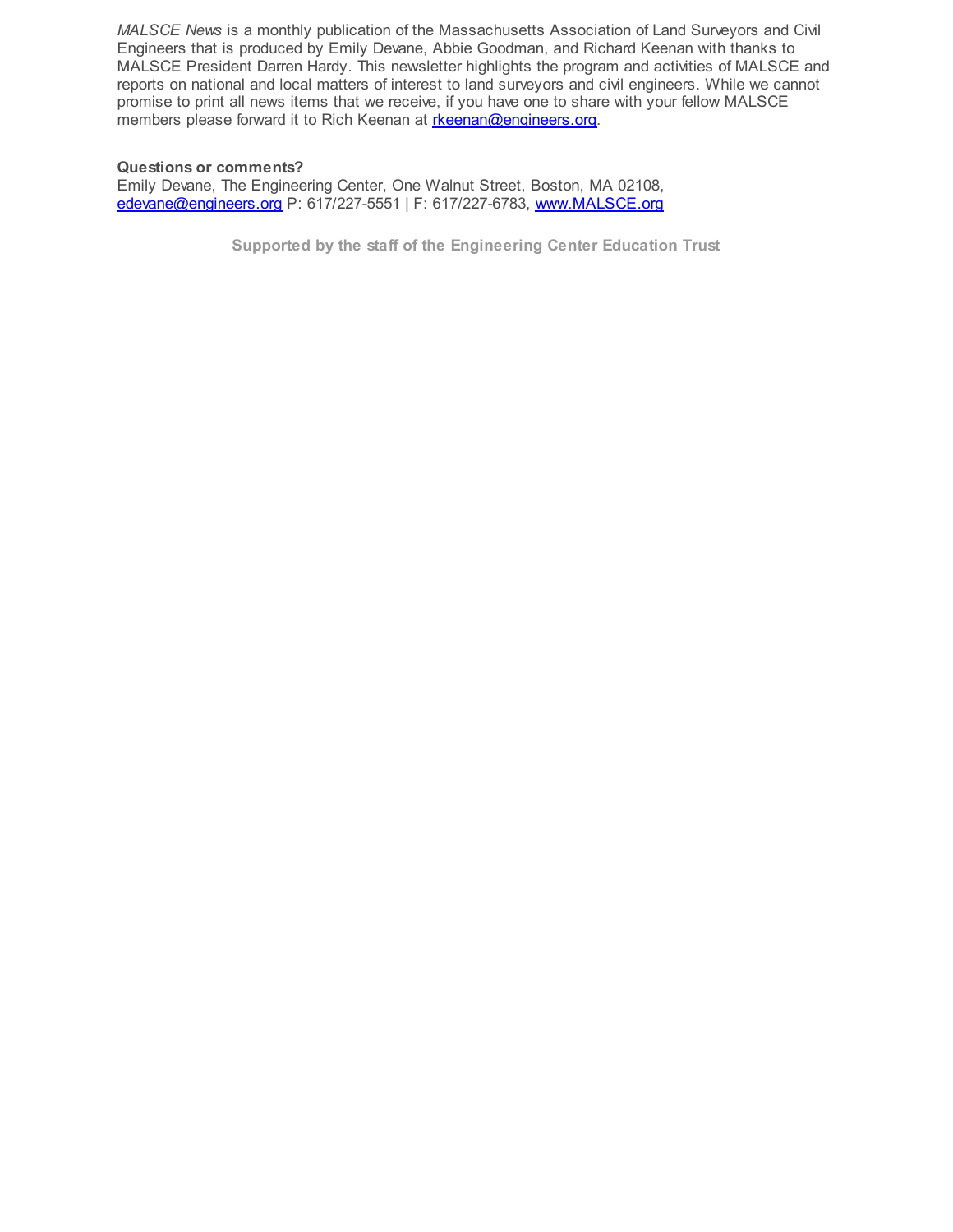*MALSCE News* is a monthly publication of the Massachusetts Association of Land Surveyors and Civil Engineers that is produced by Emily Devane, Abbie Goodman, and Richard Keenan with thanks to MALSCE President Darren Hardy. This newsletter highlights the program and activities of MALSCE and reports on national and local matters of interest to land surveyors and civil engineers. While we cannot promise to print all news items that we receive, if you have one to share with your fellow MALSCE members please forward it to Rich Keenan at rkeenan@engineers.org.

**Questions or comments?**
Emily Devane, The Engineering Center, One Walnut Street, Boston, MA 02108, edevane@engineers.org P: 617/227-5551 | F: 617/227-6783, www.MALSCE.org

**Supported by the staff of the Engineering Center Education Trust**